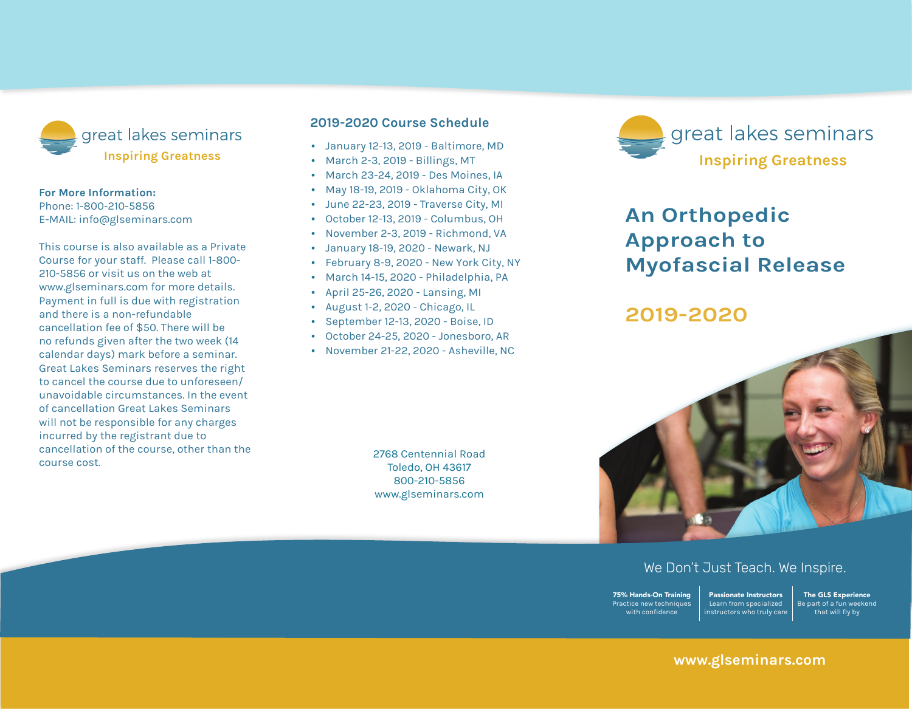great lakes seminars

**Inspiring Greatness**

**For More Information:**
Phone: 1-800-210-5856
E-MAIL: info@glseminars.com

This course is also available as a Private Course for your staff. Please call 1-800-210-5856 or visit us on the web at www.glseminars.com for more details. Payment in full is due with registration and there is a non-refundable cancellation fee of $50. There will be no refunds given after the two week (14 calendar days) mark before a seminar. Great Lakes Seminars reserves the right to cancel the course due to unforeseen/unavoidable circumstances. In the event of cancellation Great Lakes Seminars will not be responsible for any charges incurred by the registrant due to cancellation of the course, other than the course cost.

## 2019-2020 Course Schedule

- January 12-13, 2019 - Baltimore, MD
- March 2-3, 2019 - Billings, MT
- March 23-24, 2019 - Des Moines, IA
- May 18-19, 2019 - Oklahoma City, OK
- June 22-23, 2019 - Traverse City, MI
- October 12-13, 2019 - Columbus, OH
- November 2-3, 2019 - Richmond, VA
- January 18-19, 2020 - Newark, NJ
- February 8-9, 2020 - New York City, NY
- March 14-15, 2020 - Philadelphia, PA
- April 25-26, 2020 - Lansing, MI
- August 1-2, 2020 - Chicago, IL
- September 12-13, 2020 - Boise, ID
- October 24-25, 2020 - Jonesboro, AR
- November 21-22, 2020 - Asheville, NC

2768 Centennial Road
Toledo, OH 43617
800-210-5856
www.glseminars.com

great lakes seminars

**Inspiring Greatness**

# An Orthopedic Approach to Myofascial Release

## 2019-2020

We Don't Just Teach. We Inspire.

**75% Hands-On Training**
Practice new techniques with confidence

**Passionate Instructors**
Learn from specialized instructors who truly care

**The GLS Experience**
Be part of a fun weekend that will fly by

**www.glseminars.com**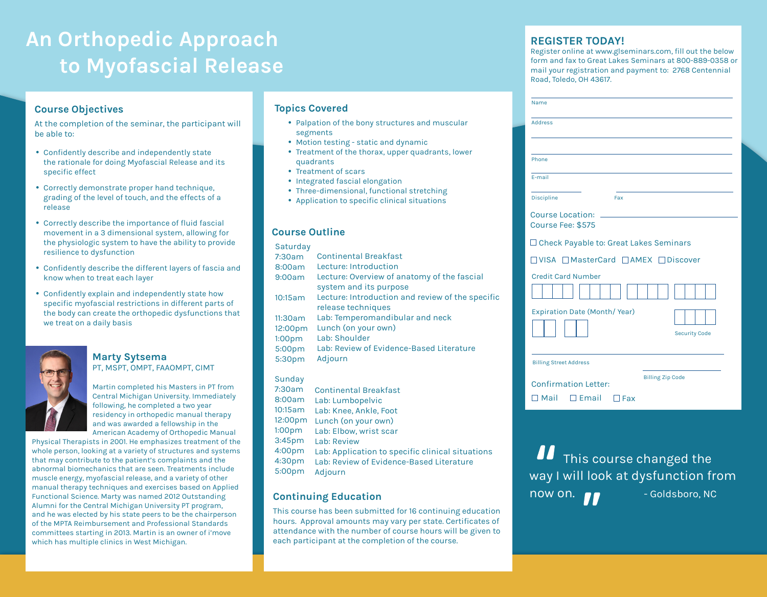# An Orthopedic Approach to Myofascial Release

## Course Objectives

At the completion of the seminar, the participant will be able to:

- Confidently describe and independently state the rationale for doing Myofascial Release and its specific effect
- Correctly demonstrate proper hand technique, grading of the level of touch, and the effects of a release
- Correctly describe the importance of fluid fascial movement in a 3 dimensional system, allowing for the physiologic system to have the ability to provide resilience to dysfunction
- Confidently describe the different layers of fascia and know when to treat each layer
- Confidently explain and independently state how specific myofascial restrictions in different parts of the body can create the orthopedic dysfunctions that we treat on a daily basis

### Marty Sytsema

PT, MSPT, OMPT, FAAOMPT, CIMT

Martin completed his Masters in PT from Central Michigan University. Immediately following, he completed a two year residency in orthopedic manual therapy and was awarded a fellowship in the American Academy of Orthopedic Manual Physical Therapists in 2001. He emphasizes treatment of the whole person, looking at a variety of structures and systems that may contribute to the patient's complaints and the abnormal biomechanics that are seen. Treatments include muscle energy, myofascial release, and a variety of other manual therapy techniques and exercises based on Applied Functional Science. Marty was named 2012 Outstanding Alumni for the Central Michigan University PT program, and he was elected by his state peers to be the chairperson of the MPTA Reimbursement and Professional Standards committees starting in 2013. Martin is an owner of i'move which has multiple clinics in West Michigan.

## Topics Covered

- Palpation of the bony structures and muscular segments
- Motion testing - static and dynamic
- Treatment of the thorax, upper quadrants, lower quadrants
- Treatment of scars
- Integrated fascial elongation
- Three-dimensional, functional stretching
- Application to specific clinical situations

## Course Outline

**Saturday**

| | |
|---|---|
| 7:30am | Continental Breakfast |
| 8:00am | Lecture: Introduction |
| 9:00am | Lecture: Overview of anatomy of the fascial system and its purpose |
| 10:15am | Lecture: Introduction and review of the specific release techniques |
| 11:30am | Lab: Temperomandibular and neck |
| 12:00pm | Lunch (on your own) |
| 1:00pm | Lab: Shoulder |
| 5:00pm | Lab: Review of Evidence-Based Literature |
| 5:30pm | Adjourn |

**Sunday**

| | |
|---|---|
| 7:30am | Continental Breakfast |
| 8:00am | Lab: Lumbopelvic |
| 10:15am | Lab: Knee, Ankle, Foot |
| 12:00pm | Lunch (on your own) |
| 1:00pm | Lab: Elbow, wrist scar |
| 3:45pm | Lab: Review |
| 4:00pm | Lab: Application to specific clinical situations |
| 4:30pm | Lab: Review of Evidence-Based Literature |
| 5:00pm | Adjourn |

## Continuing Education

This course has been submitted for 16 continuing education hours. Approval amounts may vary per state. Certificates of attendance with the number of course hours will be given to each participant at the completion of the course.

## REGISTER TODAY!

Register online at www.glseminars.com, fill out the below form and fax to Great Lakes Seminars at 800-889-0358 or mail your registration and payment to: 2768 Centennial Road, Toledo, OH 43617.

Name

Address

Phone

E-mail

Discipline    Fax

Course Location:

Course Fee: $575

☐ Check Payable to: Great Lakes Seminars

☐ VISA ☐ MasterCard ☐ AMEX ☐ Discover

Credit Card Number

Expiration Date (Month/ Year)

Security Code

Billing Street Address

Billing Zip Code

Confirmation Letter:

☐ Mail ☐ Email ☐ Fax

> "This course changed the way I will look at dysfunction from now on." - Goldsboro, NC